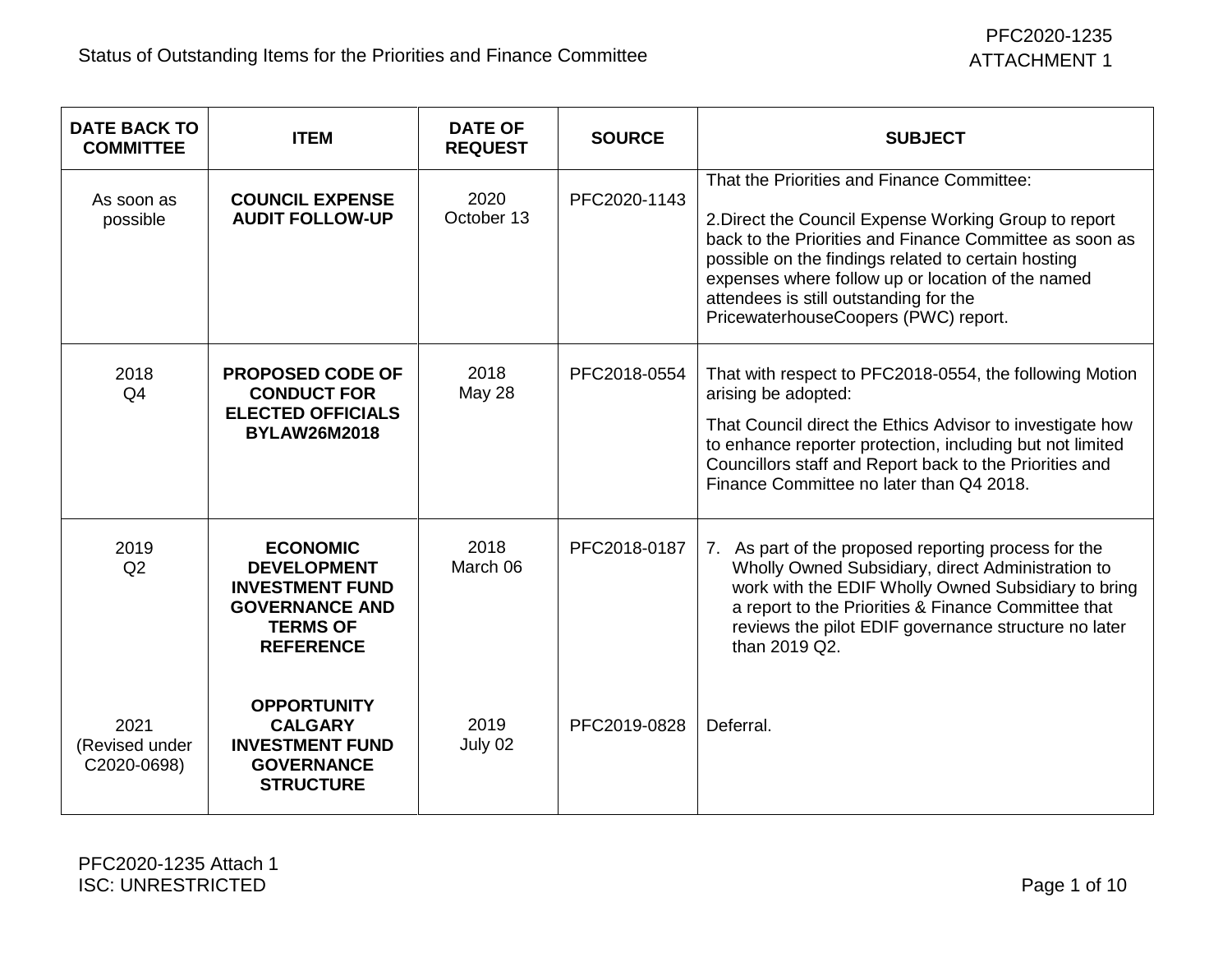PFC2020-1235
ATTACHMENT 1

Status of Outstanding Items for the Priorities and Finance Committee

| DATE BACK TO COMMITTEE | ITEM | DATE OF REQUEST | SOURCE | SUBJECT |
|---|---|---|---|---|
| As soon as possible | **COUNCIL EXPENSE AUDIT FOLLOW-UP** | 2020 October 13 | PFC2020-1143 | That the Priorities and Finance Committee: <br><br> 2.Direct the Council Expense Working Group to report back to the Priorities and Finance Committee as soon as possible on the findings related to certain hosting expenses where follow up or location of the named attendees is still outstanding for the PricewaterhouseCoopers (PWC) report. |
| 2018 Q4 | **PROPOSED CODE OF CONDUCT FOR ELECTED OFFICIALS BYLAW26M2018** | 2018 May 28 | PFC2018-0554 | That with respect to PFC2018-0554, the following Motion arising be adopted: <br><br> That Council direct the Ethics Advisor to investigate how to enhance reporter protection, including but not limited Councillors staff and Report back to the Priorities and Finance Committee no later than Q4 2018. |
| 2019 Q2 | **ECONOMIC DEVELOPMENT INVESTMENT FUND GOVERNANCE AND TERMS OF REFERENCE** | 2018 March 06 | PFC2018-0187 | 7. As part of the proposed reporting process for the Wholly Owned Subsidiary, direct Administration to work with the EDIF Wholly Owned Subsidiary to bring a report to the Priorities & Finance Committee that reviews the pilot EDIF governance structure no later than 2019 Q2. |
| 2021 (Revised under C2020-0698) | **OPPORTUNITY CALGARY INVESTMENT FUND GOVERNANCE STRUCTURE** | 2019 July 02 | PFC2019-0828 | Deferral. |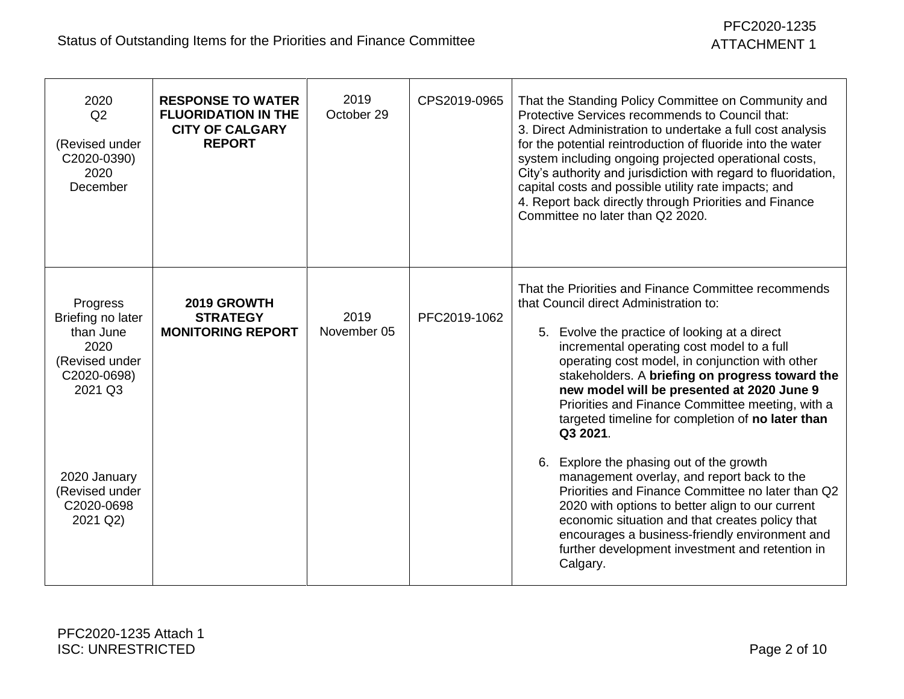| | | | | |
|---|---|---|---|---|
| 2020 Q2<br><br>(Revised under C2020-0390) 2020 December | **RESPONSE TO WATER FLUORIDATION IN THE CITY OF CALGARY REPORT** | 2019 October 29 | CPS2019-0965 | That the Standing Policy Committee on Community and Protective Services recommends to Council that:<br>3. Direct Administration to undertake a full cost analysis for the potential reintroduction of fluoride into the water system including ongoing projected operational costs, City's authority and jurisdiction with regard to fluoridation, capital costs and possible utility rate impacts; and<br>4. Report back directly through Priorities and Finance Committee no later than Q2 2020. |
| Progress Briefing no later than June 2020 (Revised under C2020-0698) 2021 Q3<br><br>2020 January (Revised under C2020-0698 2021 Q2) | **2019 GROWTH STRATEGY MONITORING REPORT** | 2019 November 05 | PFC2019-1062 | That the Priorities and Finance Committee recommends that Council direct Administration to:<br>5. Evolve the practice of looking at a direct incremental operating cost model to a full operating cost model, in conjunction with other stakeholders. A **briefing on progress toward the new model will be presented at 2020 June 9** Priorities and Finance Committee meeting, with a targeted timeline for completion of **no later than Q3 2021**.<br>6. Explore the phasing out of the growth management overlay, and report back to the Priorities and Finance Committee no later than Q2 2020 with options to better align to our current economic situation and that creates policy that encourages a business-friendly environment and further development investment and retention in Calgary. |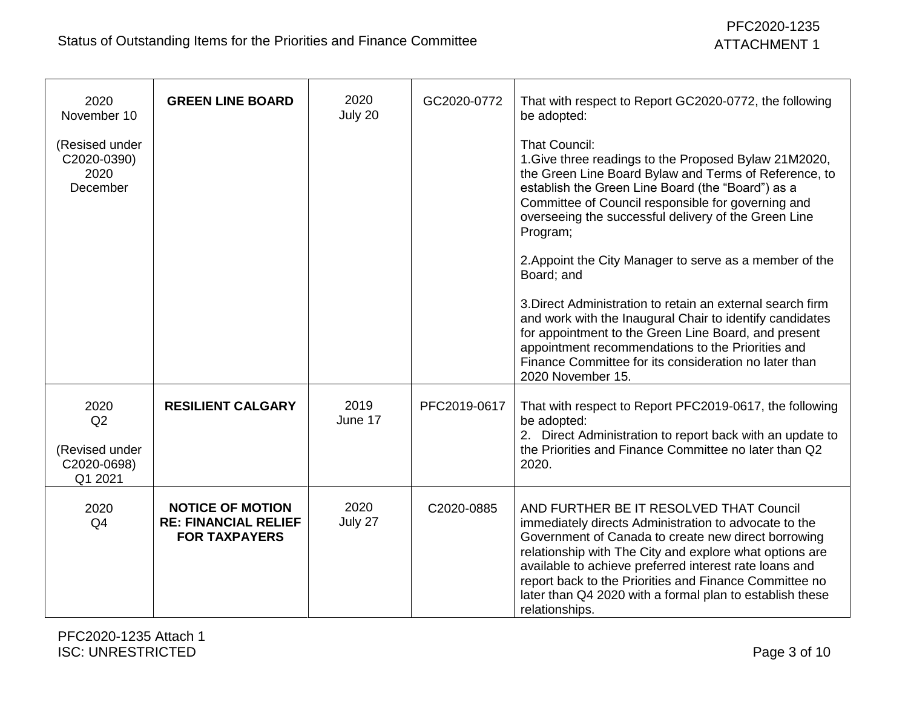| | | | | |
|---|---|---|---|---|
| 2020 November 10<br><br>(Resised under C2020-0390) 2020 December | **GREEN LINE BOARD** | 2020 July 20 | GC2020-0772 | That with respect to Report GC2020-0772, the following be adopted:<br><br>That Council:<br>1.Give three readings to the Proposed Bylaw 21M2020, the Green Line Board Bylaw and Terms of Reference, to establish the Green Line Board (the "Board") as a Committee of Council responsible for governing and overseeing the successful delivery of the Green Line Program;<br><br>2.Appoint the City Manager to serve as a member of the Board; and<br><br>3.Direct Administration to retain an external search firm and work with the Inaugural Chair to identify candidates for appointment to the Green Line Board, and present appointment recommendations to the Priorities and Finance Committee for its consideration no later than 2020 November 15. |
| 2020 Q2<br><br>(Revised under C2020-0698) Q1 2021 | **RESILIENT CALGARY** | 2019 June 17 | PFC2019-0617 | That with respect to Report PFC2019-0617, the following be adopted:<br>2. Direct Administration to report back with an update to the Priorities and Finance Committee no later than Q2 2020. |
| 2020 Q4 | **NOTICE OF MOTION RE: FINANCIAL RELIEF FOR TAXPAYERS** | 2020 July 27 | C2020-0885 | AND FURTHER BE IT RESOLVED THAT Council immediately directs Administration to advocate to the Government of Canada to create new direct borrowing relationship with The City and explore what options are available to achieve preferred interest rate loans and report back to the Priorities and Finance Committee no later than Q4 2020 with a formal plan to establish these relationships. |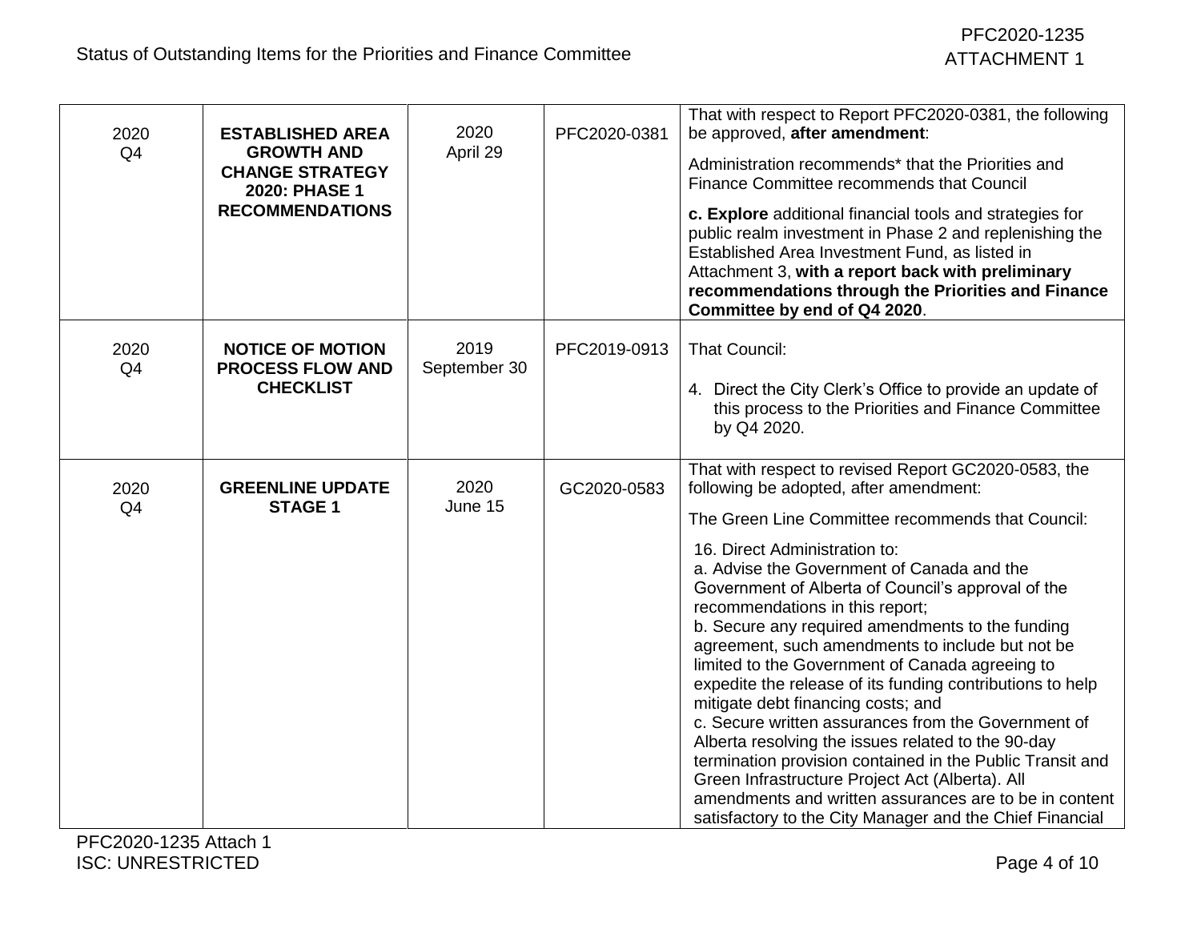| | | | | |
|---|---|---|---|---|
| 2020 Q4 | **ESTABLISHED AREA GROWTH AND CHANGE STRATEGY 2020: PHASE 1 RECOMMENDATIONS** | 2020 April 29 | PFC2020-0381 | That with respect to Report PFC2020-0381, the following be approved, **after amendment**:<br><br>Administration recommends* that the Priorities and Finance Committee recommends that Council<br><br>**c. Explore** additional financial tools and strategies for public realm investment in Phase 2 and replenishing the Established Area Investment Fund, as listed in Attachment 3, **with a report back with preliminary recommendations through the Priorities and Finance Committee by end of Q4 2020**. |
| 2020 Q4 | **NOTICE OF MOTION PROCESS FLOW AND CHECKLIST** | 2019 September 30 | PFC2019-0913 | That Council:<br><br>4. Direct the City Clerk's Office to provide an update of this process to the Priorities and Finance Committee by Q4 2020. |
| 2020 Q4 | **GREENLINE UPDATE STAGE 1** | 2020 June 15 | GC2020-0583 | That with respect to revised Report GC2020-0583, the following be adopted, after amendment:<br><br>The Green Line Committee recommends that Council:<br><br>16. Direct Administration to:<br>a. Advise the Government of Canada and the Government of Alberta of Council's approval of the recommendations in this report;<br>b. Secure any required amendments to the funding agreement, such amendments to include but not be limited to the Government of Canada agreeing to expedite the release of its funding contributions to help mitigate debt financing costs; and<br>c. Secure written assurances from the Government of Alberta resolving the issues related to the 90-day termination provision contained in the Public Transit and Green Infrastructure Project Act (Alberta). All amendments and written assurances are to be in content satisfactory to the City Manager and the Chief Financial |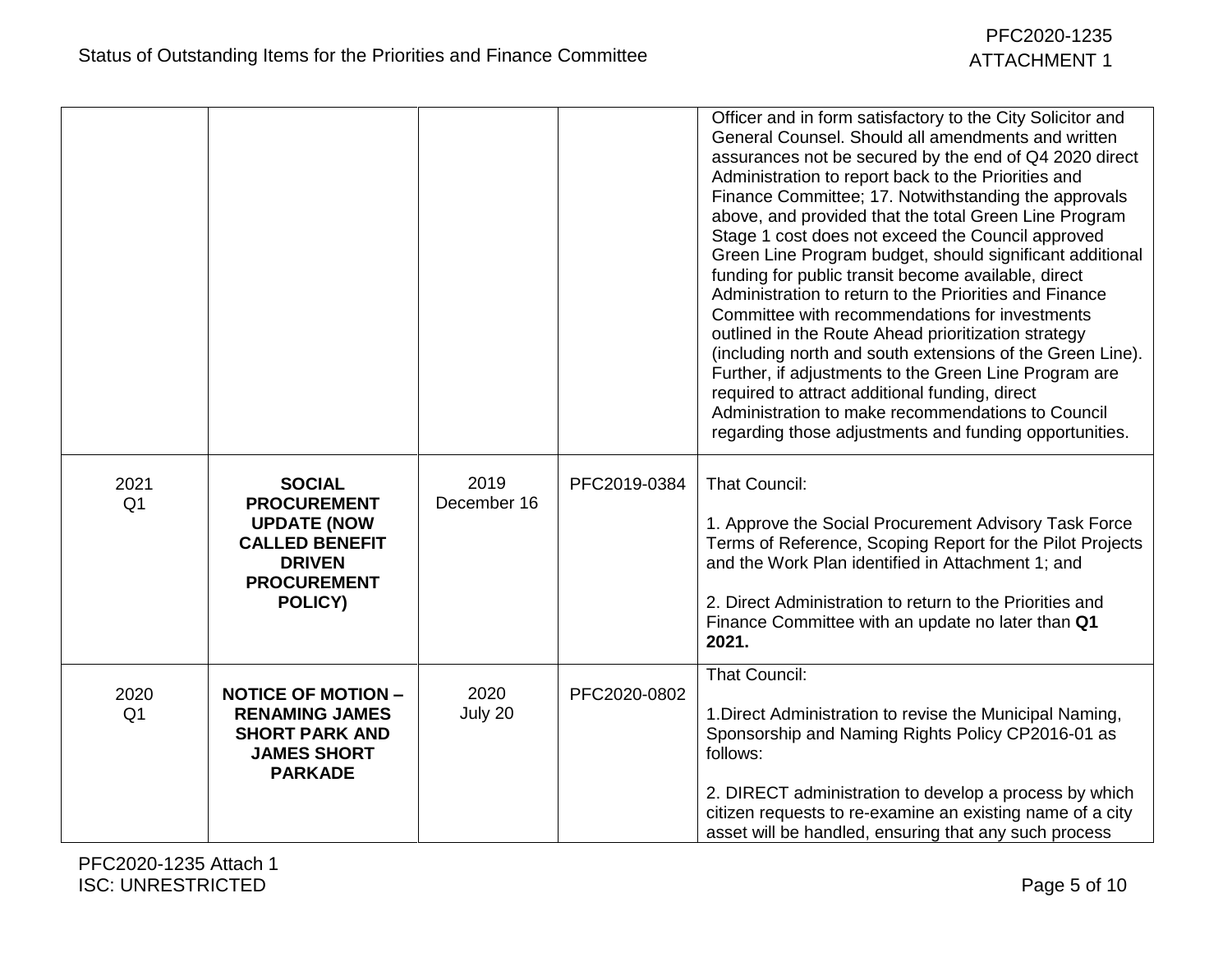| | | | | |
|---|---|---|---|---|
| | | | | Officer and in form satisfactory to the City Solicitor and General Counsel. Should all amendments and written assurances not be secured by the end of Q4 2020 direct Administration to report back to the Priorities and Finance Committee; 17. Notwithstanding the approvals above, and provided that the total Green Line Program Stage 1 cost does not exceed the Council approved Green Line Program budget, should significant additional funding for public transit become available, direct Administration to return to the Priorities and Finance Committee with recommendations for investments outlined in the Route Ahead prioritization strategy (including north and south extensions of the Green Line). Further, if adjustments to the Green Line Program are required to attract additional funding, direct Administration to make recommendations to Council regarding those adjustments and funding opportunities. |
| 2021 Q1 | **SOCIAL PROCUREMENT UPDATE (NOW CALLED BENEFIT DRIVEN PROCUREMENT POLICY)** | 2019 December 16 | PFC2019-0384 | That Council:<br><br>1. Approve the Social Procurement Advisory Task Force Terms of Reference, Scoping Report for the Pilot Projects and the Work Plan identified in Attachment 1; and<br><br>2. Direct Administration to return to the Priorities and Finance Committee with an update no later than **Q1 2021.** |
| 2020 Q1 | **NOTICE OF MOTION – RENAMING JAMES SHORT PARK AND JAMES SHORT PARKADE** | 2020 July 20 | PFC2020-0802 | That Council:<br><br>1.Direct Administration to revise the Municipal Naming, Sponsorship and Naming Rights Policy CP2016-01 as follows:<br><br>2. DIRECT administration to develop a process by which citizen requests to re-examine an existing name of a city asset will be handled, ensuring that any such process |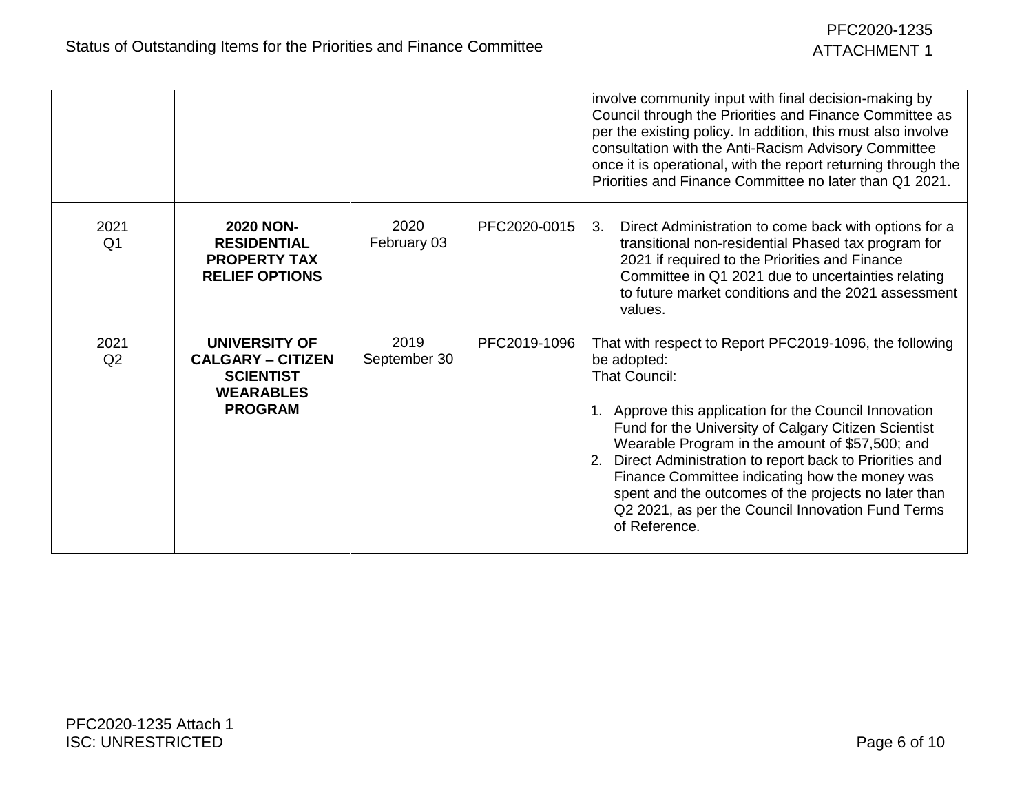| | | | | |
|---|---|---|---|---|
| | | | | involve community input with final decision-making by Council through the Priorities and Finance Committee as per the existing policy. In addition, this must also involve consultation with the Anti-Racism Advisory Committee once it is operational, with the report returning through the Priorities and Finance Committee no later than Q1 2021. |
| 2021 Q1 | **2020 NON-RESIDENTIAL PROPERTY TAX RELIEF OPTIONS** | 2020 February 03 | PFC2020-0015 | 3. Direct Administration to come back with options for a transitional non-residential Phased tax program for 2021 if required to the Priorities and Finance Committee in Q1 2021 due to uncertainties relating to future market conditions and the 2021 assessment values. |
| 2021 Q2 | **UNIVERSITY OF CALGARY – CITIZEN SCIENTIST WEARABLES PROGRAM** | 2019 September 30 | PFC2019-1096 | That with respect to Report PFC2019-1096, the following be adopted:<br>That Council:<br><br>1. Approve this application for the Council Innovation Fund for the University of Calgary Citizen Scientist Wearable Program in the amount of $57,500; and<br>2. Direct Administration to report back to Priorities and Finance Committee indicating how the money was spent and the outcomes of the projects no later than Q2 2021, as per the Council Innovation Fund Terms of Reference. |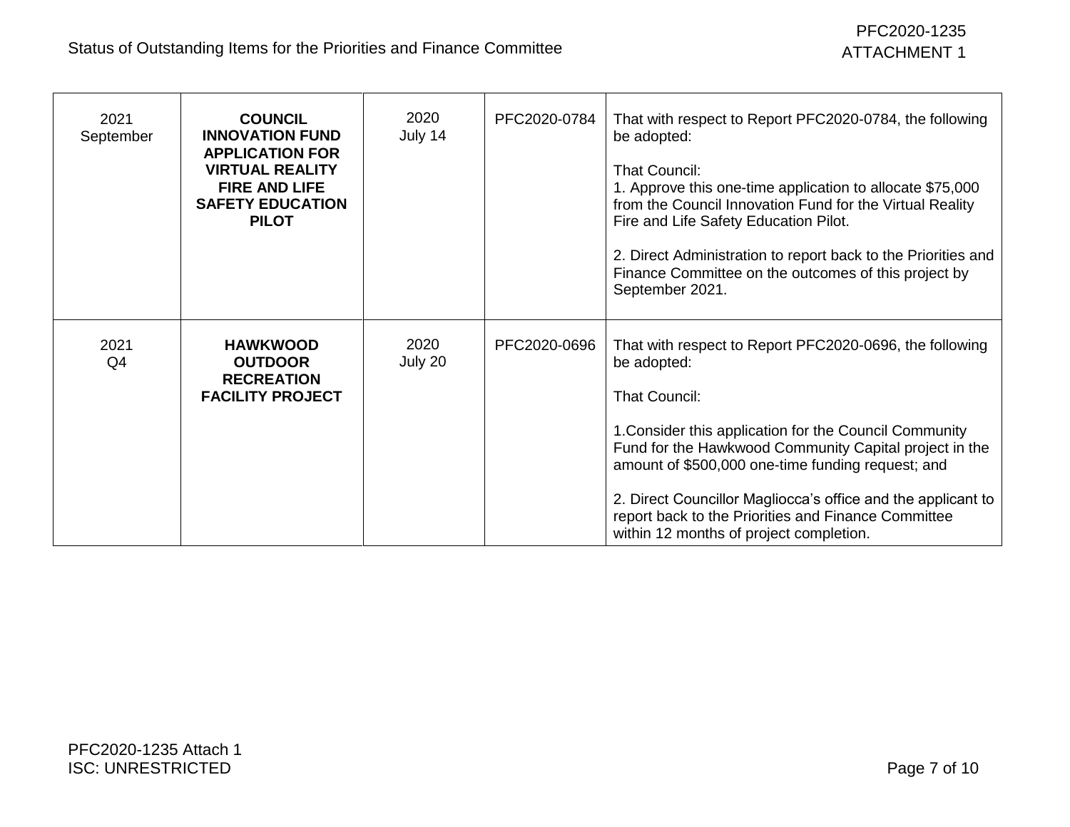| 2021 September | **COUNCIL INNOVATION FUND APPLICATION FOR VIRTUAL REALITY FIRE AND LIFE SAFETY EDUCATION PILOT** | 2020 July 14 | PFC2020-0784 | That with respect to Report PFC2020-0784, the following be adopted:<br><br>That Council:<br>1. Approve this one-time application to allocate $75,000 from the Council Innovation Fund for the Virtual Reality Fire and Life Safety Education Pilot.<br><br>2. Direct Administration to report back to the Priorities and Finance Committee on the outcomes of this project by September 2021. |
|---|---|---|---|---|
| 2021 Q4 | **HAWKWOOD OUTDOOR RECREATION FACILITY PROJECT** | 2020 July 20 | PFC2020-0696 | That with respect to Report PFC2020-0696, the following be adopted:<br><br>That Council:<br><br>1.Consider this application for the Council Community Fund for the Hawkwood Community Capital project in the amount of $500,000 one-time funding request; and<br><br>2. Direct Councillor Magliocca's office and the applicant to report back to the Priorities and Finance Committee within 12 months of project completion. |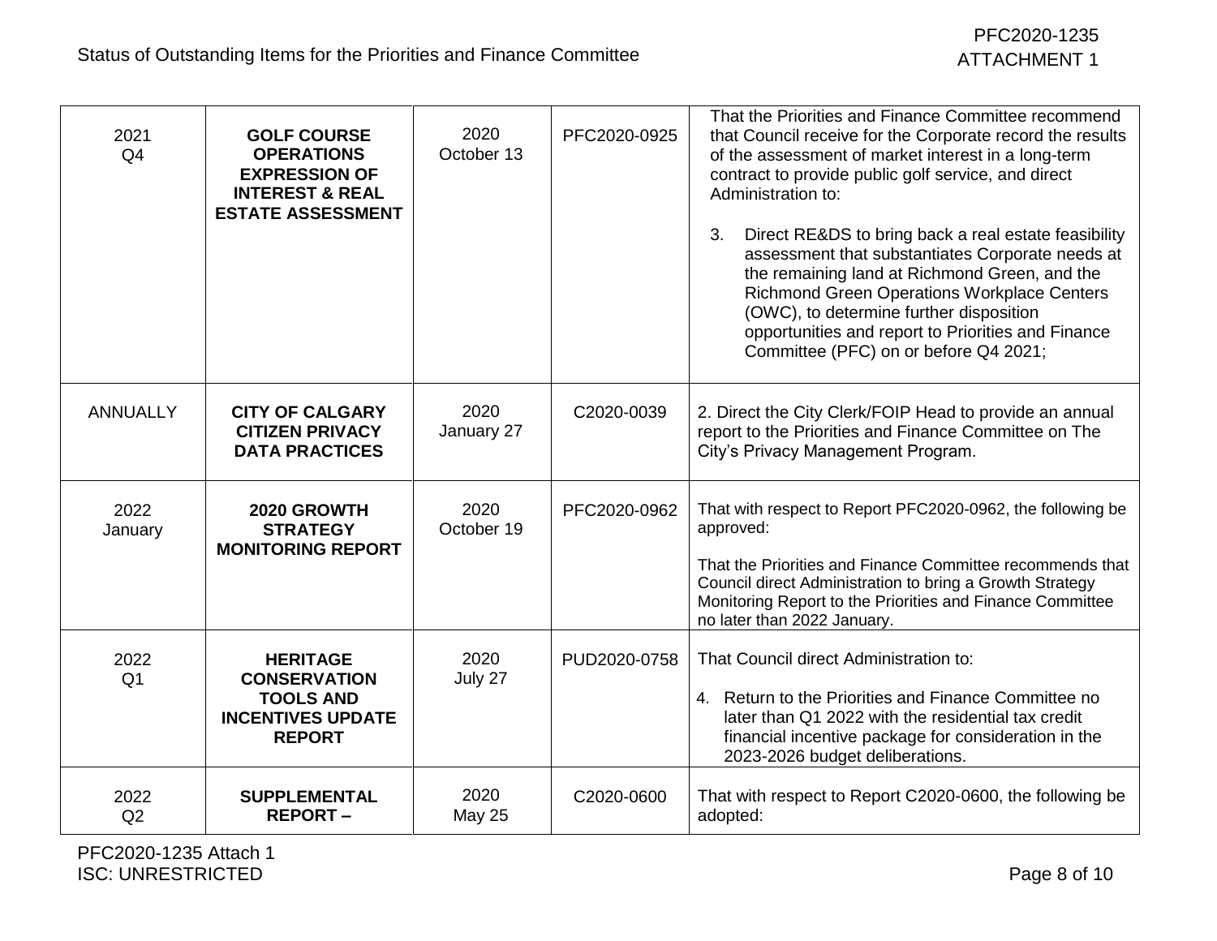| 2021 Q4 | **GOLF COURSE OPERATIONS EXPRESSION OF INTEREST & REAL ESTATE ASSESSMENT** | 2020 October 13 | PFC2020-0925 | That the Priorities and Finance Committee recommend that Council receive for the Corporate record the results of the assessment of market interest in a long-term contract to provide public golf service, and direct Administration to:<br><br>3. Direct RE&DS to bring back a real estate feasibility assessment that substantiates Corporate needs at the remaining land at Richmond Green, and the Richmond Green Operations Workplace Centers (OWC), to determine further disposition opportunities and report to Priorities and Finance Committee (PFC) on or before Q4 2021; |
|---|---|---|---|---|
| ANNUALLY | **CITY OF CALGARY CITIZEN PRIVACY DATA PRACTICES** | 2020 January 27 | C2020-0039 | 2. Direct the City Clerk/FOIP Head to provide an annual report to the Priorities and Finance Committee on The City's Privacy Management Program. |
| 2022 January | **2020 GROWTH STRATEGY MONITORING REPORT** | 2020 October 19 | PFC2020-0962 | That with respect to Report PFC2020-0962, the following be approved:<br><br>That the Priorities and Finance Committee recommends that Council direct Administration to bring a Growth Strategy Monitoring Report to the Priorities and Finance Committee no later than 2022 January. |
| 2022 Q1 | **HERITAGE CONSERVATION TOOLS AND INCENTIVES UPDATE REPORT** | 2020 July 27 | PUD2020-0758 | That Council direct Administration to:<br><br>4. Return to the Priorities and Finance Committee no later than Q1 2022 with the residential tax credit financial incentive package for consideration in the 2023-2026 budget deliberations. |
| 2022 Q2 | **SUPPLEMENTAL REPORT –** | 2020 May 25 | C2020-0600 | That with respect to Report C2020-0600, the following be adopted: |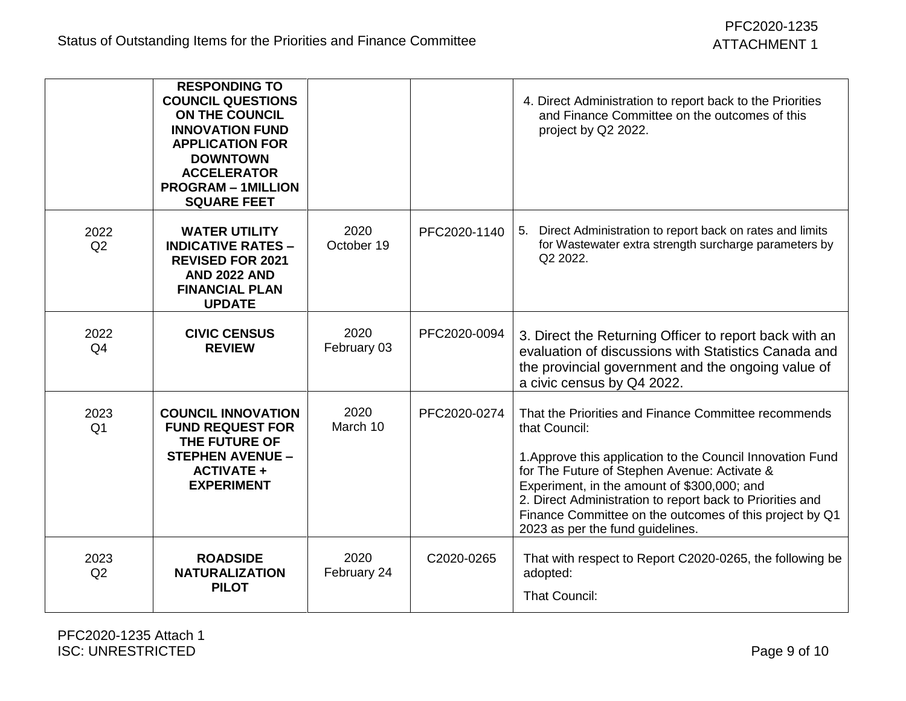| | | | | |
|---|---|---|---|---|
| | **RESPONDING TO COUNCIL QUESTIONS ON THE COUNCIL INNOVATION FUND APPLICATION FOR DOWNTOWN ACCELERATOR PROGRAM – 1MILLION SQUARE FEET** | | | 4. Direct Administration to report back to the Priorities and Finance Committee on the outcomes of this project by Q2 2022. |
| 2022 Q2 | **WATER UTILITY INDICATIVE RATES – REVISED FOR 2021 AND 2022 AND FINANCIAL PLAN UPDATE** | 2020 October 19 | PFC2020-1140 | 5. Direct Administration to report back on rates and limits for Wastewater extra strength surcharge parameters by Q2 2022. |
| 2022 Q4 | **CIVIC CENSUS REVIEW** | 2020 February 03 | PFC2020-0094 | 3. Direct the Returning Officer to report back with an evaluation of discussions with Statistics Canada and the provincial government and the ongoing value of a civic census by Q4 2022. |
| 2023 Q1 | **COUNCIL INNOVATION FUND REQUEST FOR THE FUTURE OF STEPHEN AVENUE – ACTIVATE + EXPERIMENT** | 2020 March 10 | PFC2020-0274 | That the Priorities and Finance Committee recommends that Council:<br><br>1.Approve this application to the Council Innovation Fund for The Future of Stephen Avenue: Activate & Experiment, in the amount of $300,000; and<br>2. Direct Administration to report back to Priorities and Finance Committee on the outcomes of this project by Q1 2023 as per the fund guidelines. |
| 2023 Q2 | **ROADSIDE NATURALIZATION PILOT** | 2020 February 24 | C2020-0265 | That with respect to Report C2020-0265, the following be adopted:<br><br>That Council: |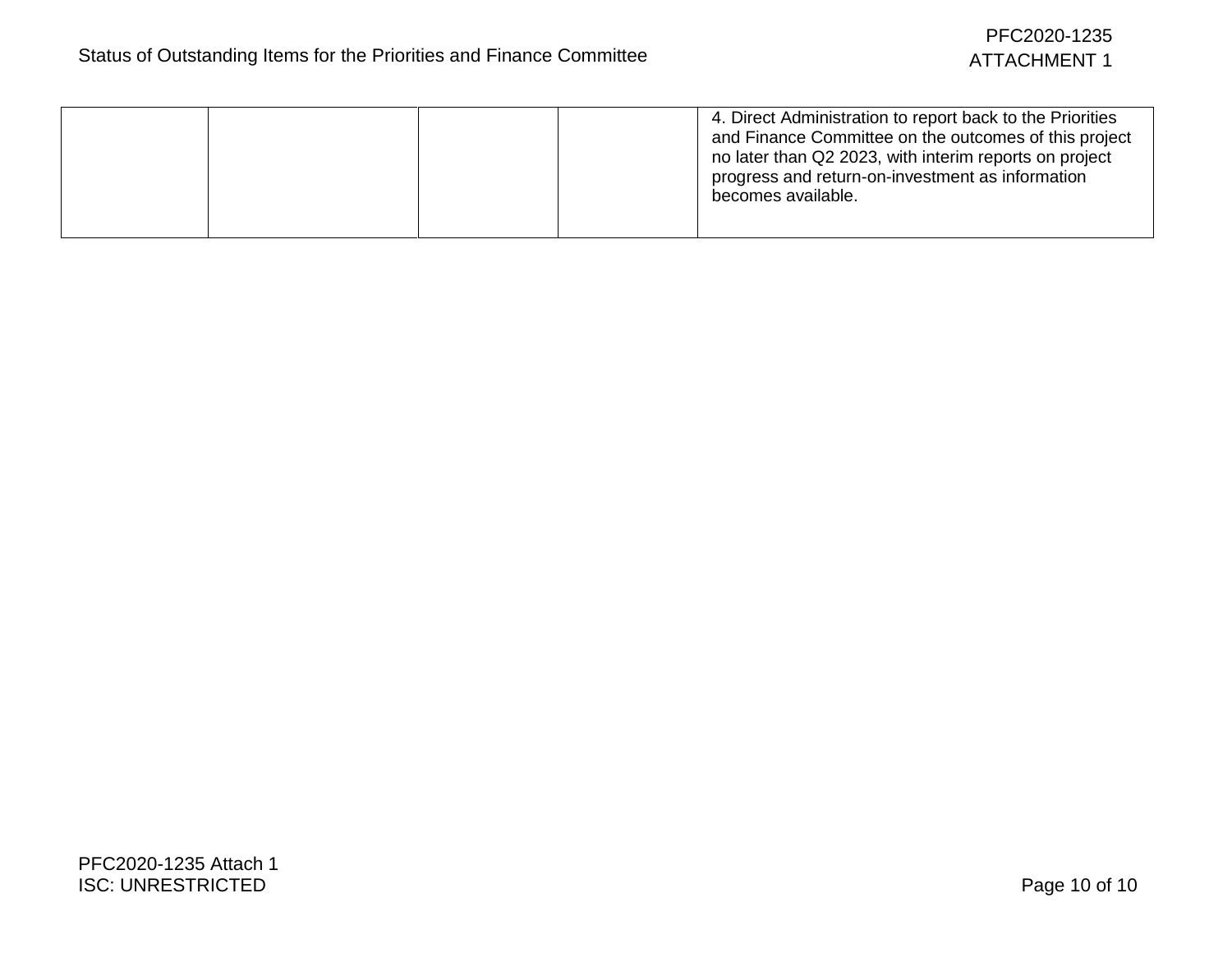| | | | | |
|---|---|---|---|---|
| | | | | 4. Direct Administration to report back to the Priorities and Finance Committee on the outcomes of this project no later than Q2 2023, with interim reports on project progress and return-on-investment as information becomes available. |